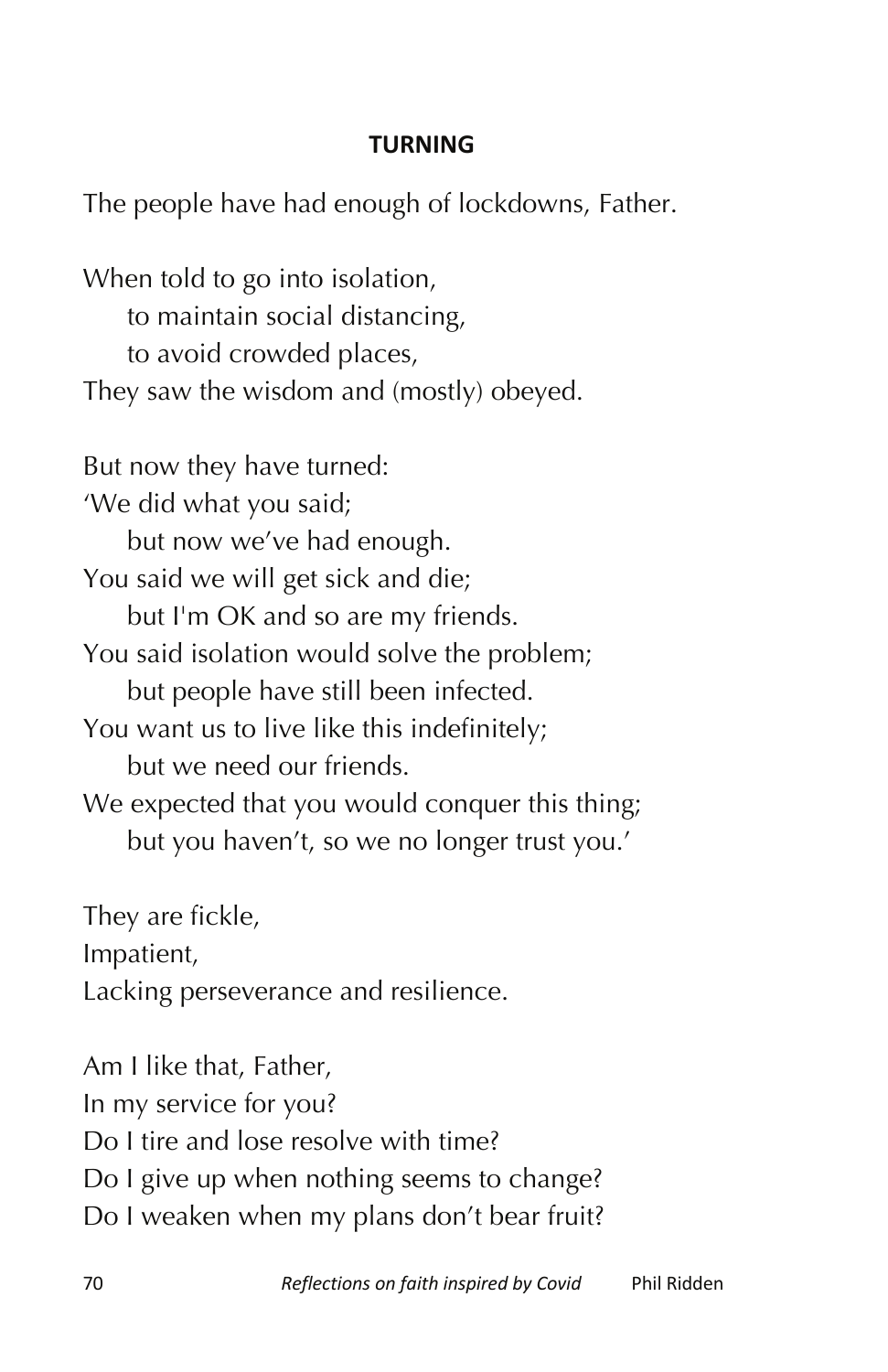**TURNING**

The people have had enough of lockdowns, Father.

When told to go into isolation,  
    to maintain social distancing,  
    to avoid crowded places,  
They saw the wisdom and (mostly) obeyed.

But now they have turned:  
'We did what you said;  
    but now we've had enough.  
You said we will get sick and die;  
    but I'm OK and so are my friends.  
You said isolation would solve the problem;  
    but people have still been infected.  
You want us to live like this indefinitely;  
    but we need our friends.  
We expected that you would conquer this thing;  
    but you haven't, so we no longer trust you.'

They are fickle,  
Impatient,  
Lacking perseverance and resilience.

Am I like that, Father,  
In my service for you?  
Do I tire and lose resolve with time?  
Do I give up when nothing seems to change?  
Do I weaken when my plans don't bear fruit?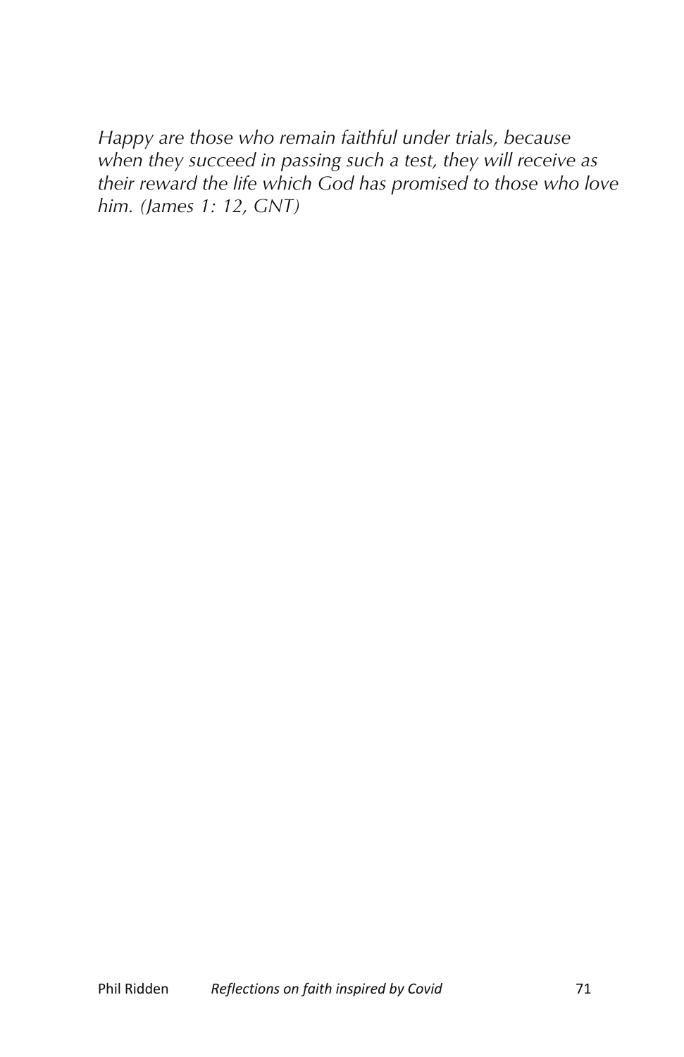*Happy are those who remain faithful under trials, because when they succeed in passing such a test, they will receive as their reward the life which God has promised to those who love him. (James 1: 12, GNT)*